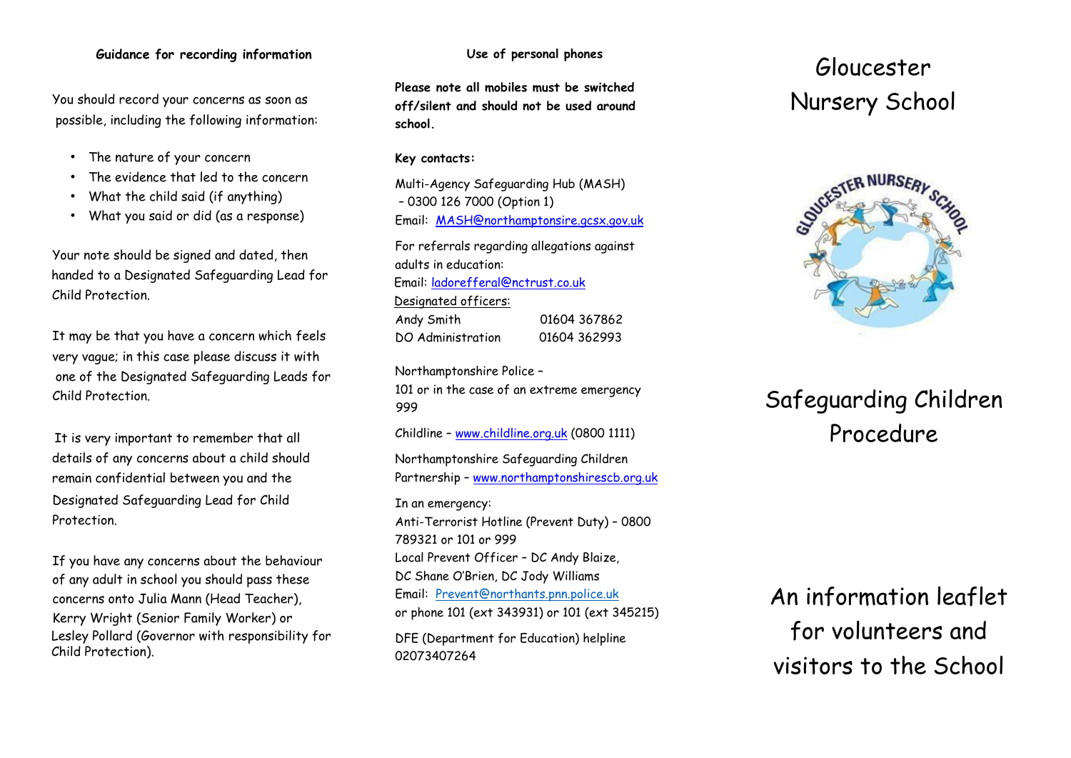## Guidance for recording information

You should record your concerns as soon as possible, including the following information:

- The nature of your concern
- The evidence that led to the concern
- What the child said (if anything)
- What you said or did (as a response)

Your note should be signed and dated, then handed to a Designated Safeguarding Lead for Child Protection.

It may be that you have a concern which feels very vague; in this case please discuss it with one of the Designated Safeguarding Leads for Child Protection.

It is very important to remember that all details of any concerns about a child should remain confidential between you and the Designated Safeguarding Lead for Child Protection.

If you have any concerns about the behaviour of any adult in school you should pass these concerns onto Julia Mann (Head Teacher), Kerry Wright (Senior Family Worker) or Lesley Pollard (Governor with responsibility for Child Protection).

## Use of personal phones

**Please note all mobiles must be switched off/silent and should not be used around school.**

**Key contacts:**

Multi-Agency Safeguarding Hub (MASH) – 0300 126 7000 (Option 1)
Email: MASH@northamptonsire.gcsx.gov.uk

For referrals regarding allegations against adults in education:
Email: ladorefferal@nctrust.co.uk

Designated officers:

| | |
|---|---|
| Andy Smith | 01604 367862 |
| DO Administration | 01604 362993 |

Northamptonshire Police – 101 or in the case of an extreme emergency 999

Childline – www.childline.org.uk (0800 1111)

Northamptonshire Safeguarding Children Partnership – www.northamptonshirescb.org.uk

In an emergency:
Anti-Terrorist Hotline (Prevent Duty) – 0800 789321 or 101 or 999
Local Prevent Officer – DC Andy Blaize, DC Shane O'Brien, DC Jody Williams
Email: Prevent@northants.pnn.police.uk
or phone 101 (ext 343931) or 101 (ext 345215)

DFE (Department for Education) helpline 02073407264

# Gloucester Nursery School

# Safeguarding Children Procedure

## An information leaflet for volunteers and visitors to the School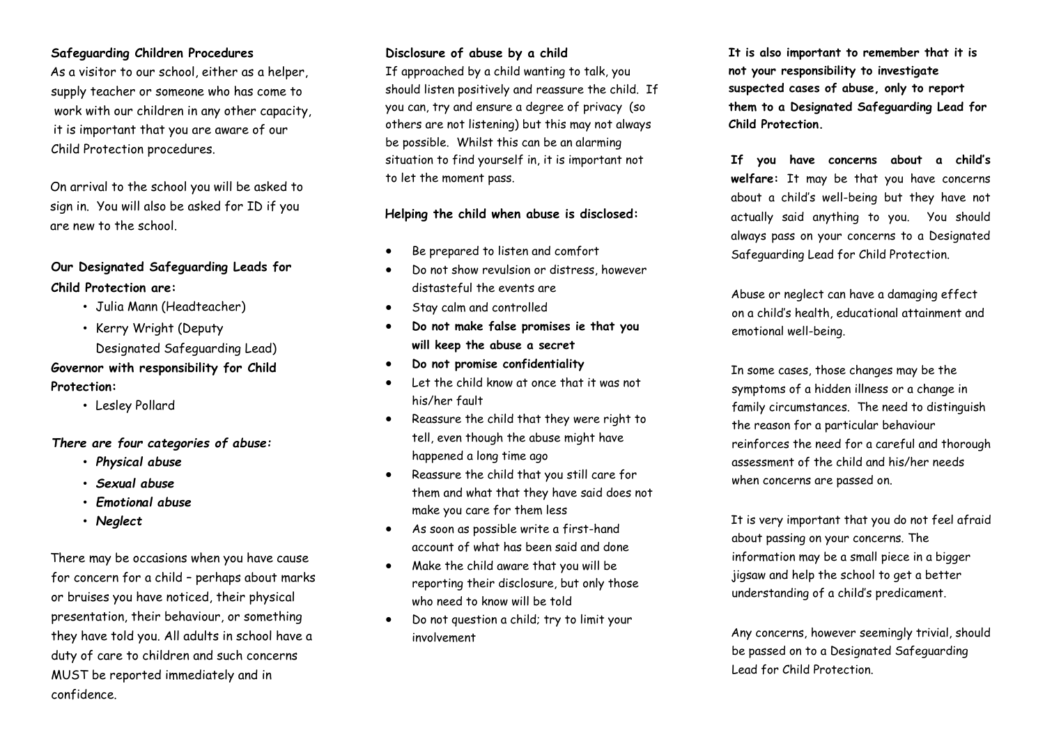**Safeguarding Children Procedures**

As a visitor to our school, either as a helper, supply teacher or someone who has come to work with our children in any other capacity, it is important that you are aware of our Child Protection procedures.

On arrival to the school you will be asked to sign in. You will also be asked for ID if you are new to the school.

**Our Designated Safeguarding Leads for Child Protection are:**

- Julia Mann (Headteacher)
- Kerry Wright (Deputy Designated Safeguarding Lead)

**Governor with responsibility for Child Protection:**

- Lesley Pollard

***There are four categories of abuse:***

- ***Physical abuse***
- ***Sexual abuse***
- ***Emotional abuse***
- ***Neglect***

There may be occasions when you have cause for concern for a child – perhaps about marks or bruises you have noticed, their physical presentation, their behaviour, or something they have told you. All adults in school have a duty of care to children and such concerns MUST be reported immediately and in confidence.

**Disclosure of abuse by a child**

If approached by a child wanting to talk, you should listen positively and reassure the child. If you can, try and ensure a degree of privacy (so others are not listening) but this may not always be possible. Whilst this can be an alarming situation to find yourself in, it is important not to let the moment pass.

**Helping the child when abuse is disclosed:**

- Be prepared to listen and comfort
- Do not show revulsion or distress, however distasteful the events are
- Stay calm and controlled
- **Do not make false promises ie that you will keep the abuse a secret**
- **Do not promise confidentiality**
- Let the child know at once that it was not his/her fault
- Reassure the child that they were right to tell, even though the abuse might have happened a long time ago
- Reassure the child that you still care for them and what that they have said does not make you care for them less
- As soon as possible write a first-hand account of what has been said and done
- Make the child aware that you will be reporting their disclosure, but only those who need to know will be told
- Do not question a child; try to limit your involvement

**It is also important to remember that it is not your responsibility to investigate suspected cases of abuse, only to report them to a Designated Safeguarding Lead for Child Protection.**

**If you have concerns about a child's welfare:** It may be that you have concerns about a child's well-being but they have not actually said anything to you. You should always pass on your concerns to a Designated Safeguarding Lead for Child Protection.

Abuse or neglect can have a damaging effect on a child's health, educational attainment and emotional well-being.

In some cases, those changes may be the symptoms of a hidden illness or a change in family circumstances. The need to distinguish the reason for a particular behaviour reinforces the need for a careful and thorough assessment of the child and his/her needs when concerns are passed on.

It is very important that you do not feel afraid about passing on your concerns. The information may be a small piece in a bigger jigsaw and help the school to get a better understanding of a child's predicament.

Any concerns, however seemingly trivial, should be passed on to a Designated Safeguarding Lead for Child Protection.